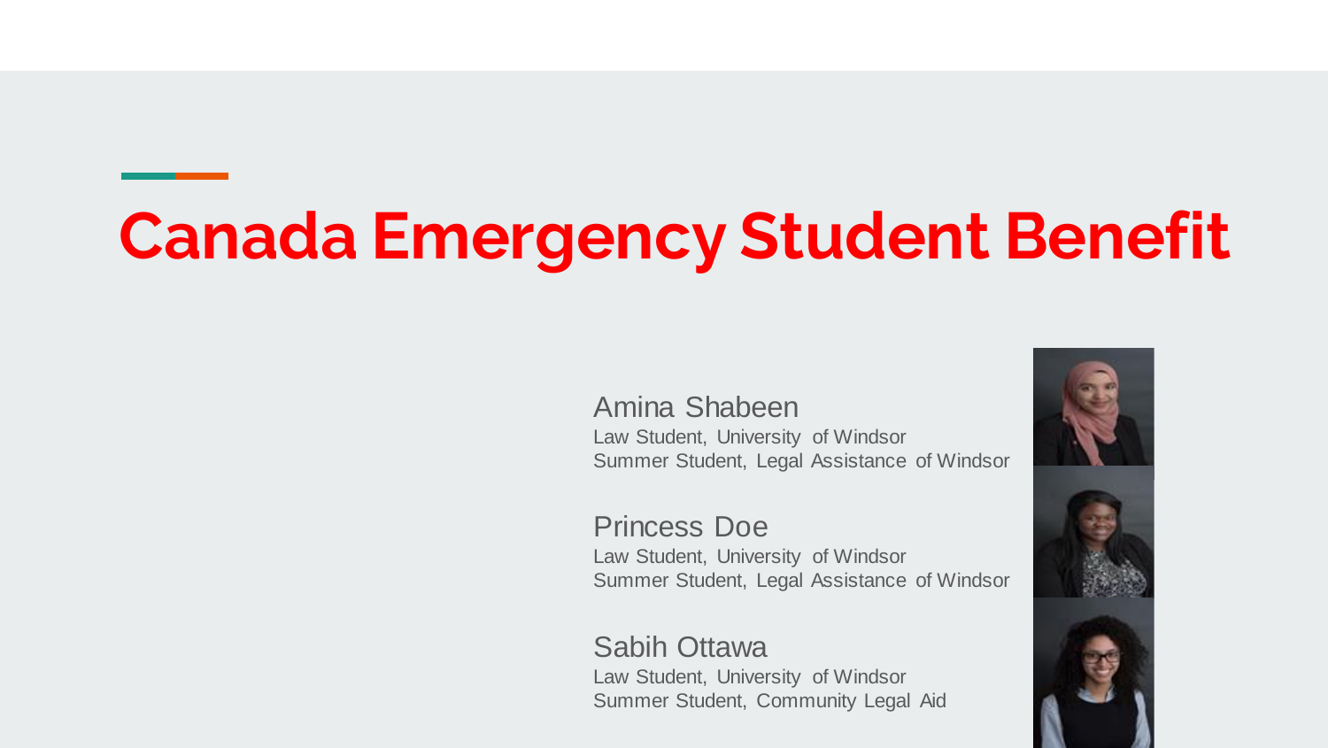# Canada Emergency Student Benefit

Amina Shabeen
Law Student, University of Windsor
Summer Student, Legal Assistance of Windsor

Princess Doe
Law Student, University of Windsor
Summer Student, Legal Assistance of Windsor

Sabih Ottawa
Law Student, University of Windsor
Summer Student, Community Legal Aid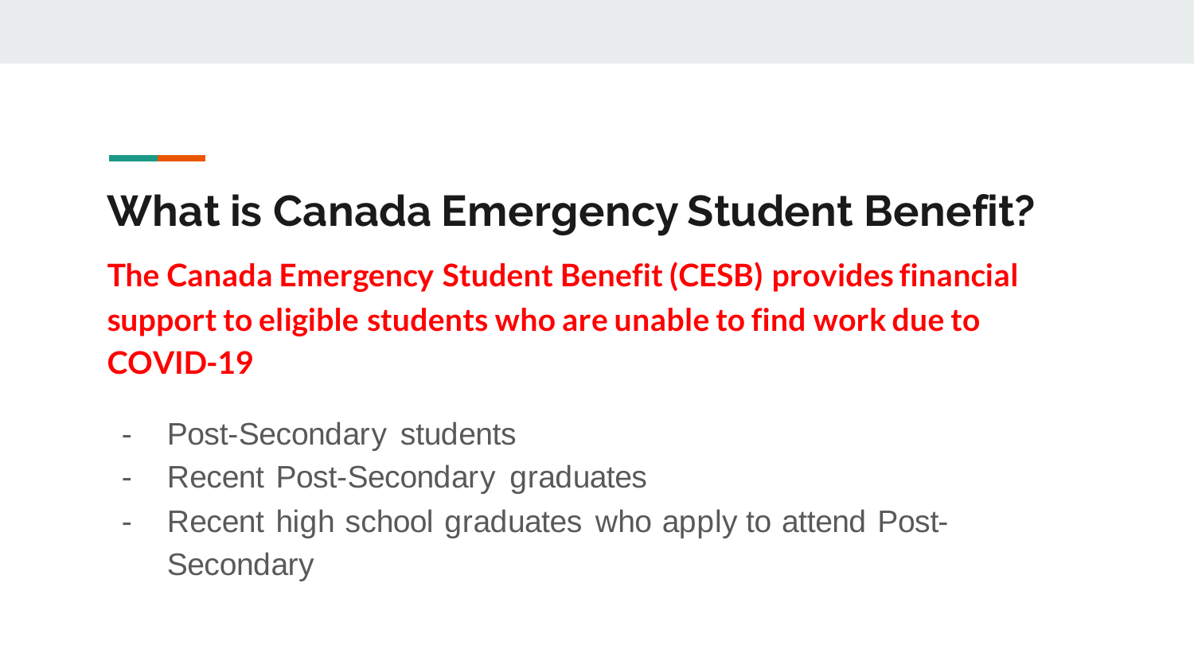## What is Canada Emergency Student Benefit?

**The Canada Emergency Student Benefit (CESB) provides financial support to eligible students who are unable to find work due to COVID-19**

- Post-Secondary students
- Recent Post-Secondary graduates
- Recent high school graduates who apply to attend Post-Secondary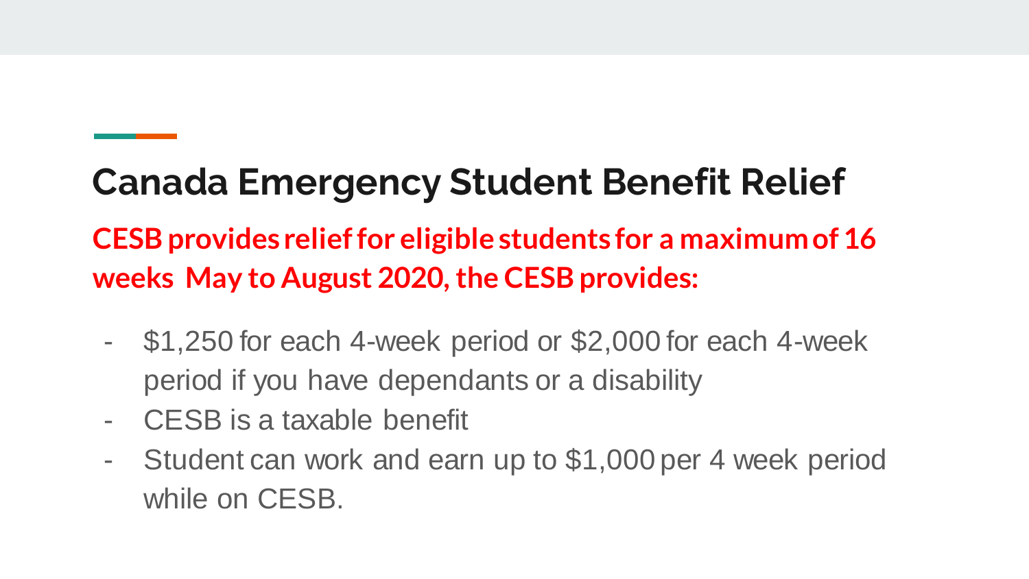## Canada Emergency Student Benefit Relief

**CESB provides relief for eligible students for a maximum of 16 weeks May to August 2020, the CESB provides:**

- $1,250 for each 4-week period or $2,000 for each 4-week period if you have dependants or a disability
- CESB is a taxable benefit
- Student can work and earn up to $1,000 per 4 week period while on CESB.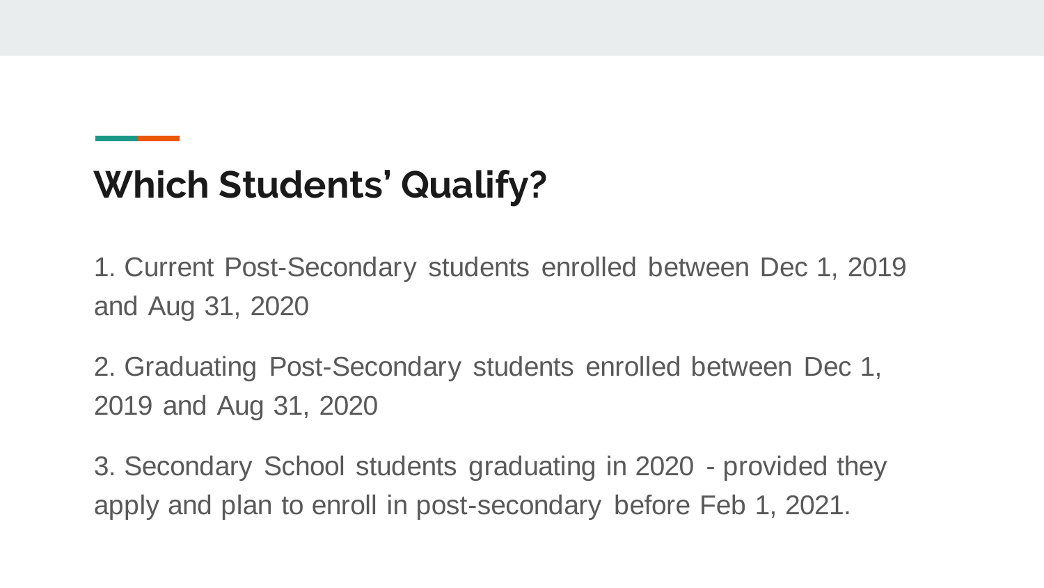## Which Students' Qualify?

1. Current Post-Secondary students enrolled between Dec 1, 2019 and Aug 31, 2020

2. Graduating Post-Secondary students enrolled between Dec 1, 2019 and Aug 31, 2020

3. Secondary School students graduating in 2020 - provided they apply and plan to enroll in post-secondary before Feb 1, 2021.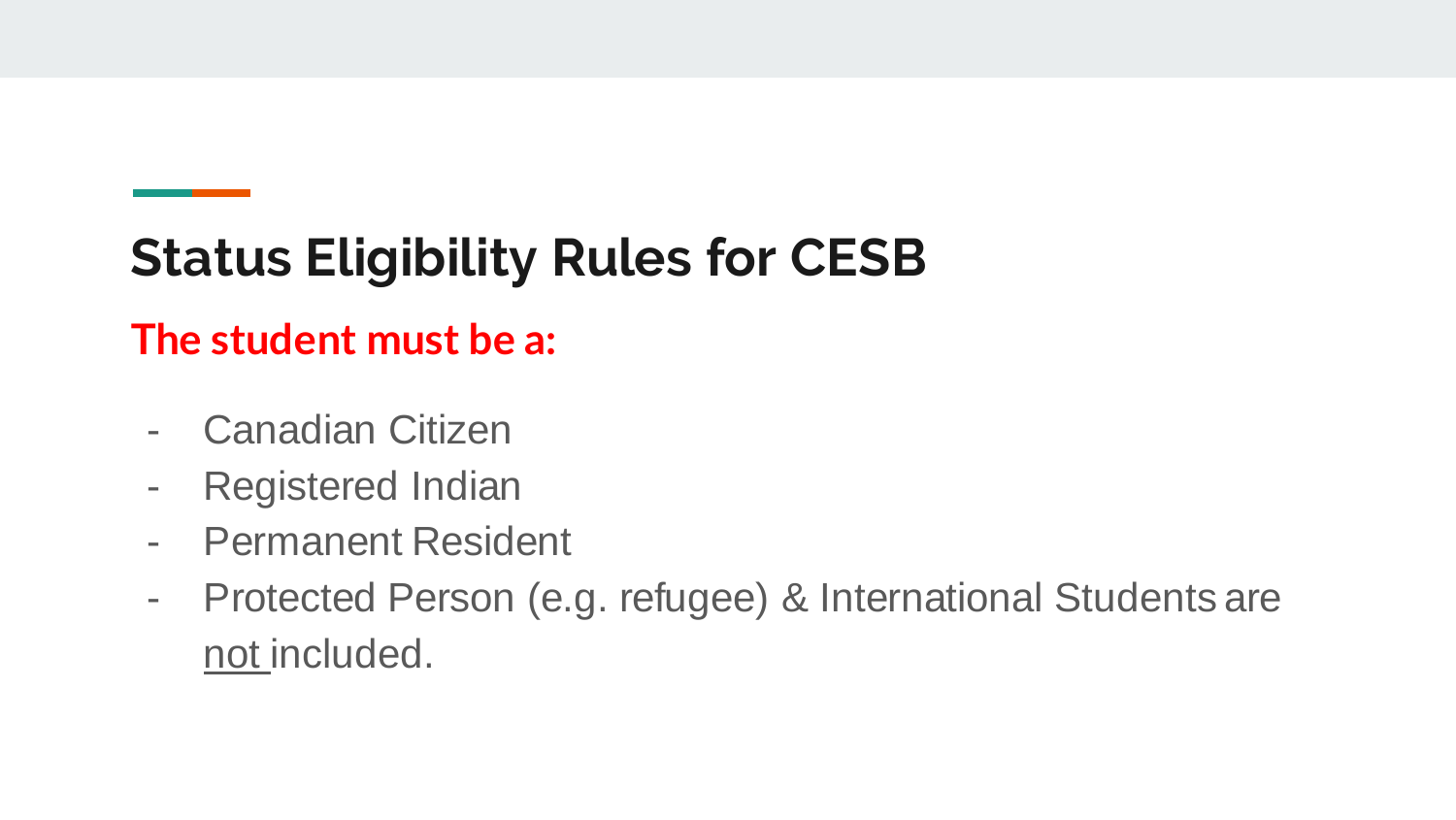## Status Eligibility Rules for CESB

**The student must be a:**

- Canadian Citizen
- Registered Indian
- Permanent Resident
- Protected Person (e.g. refugee) & International Students are not included.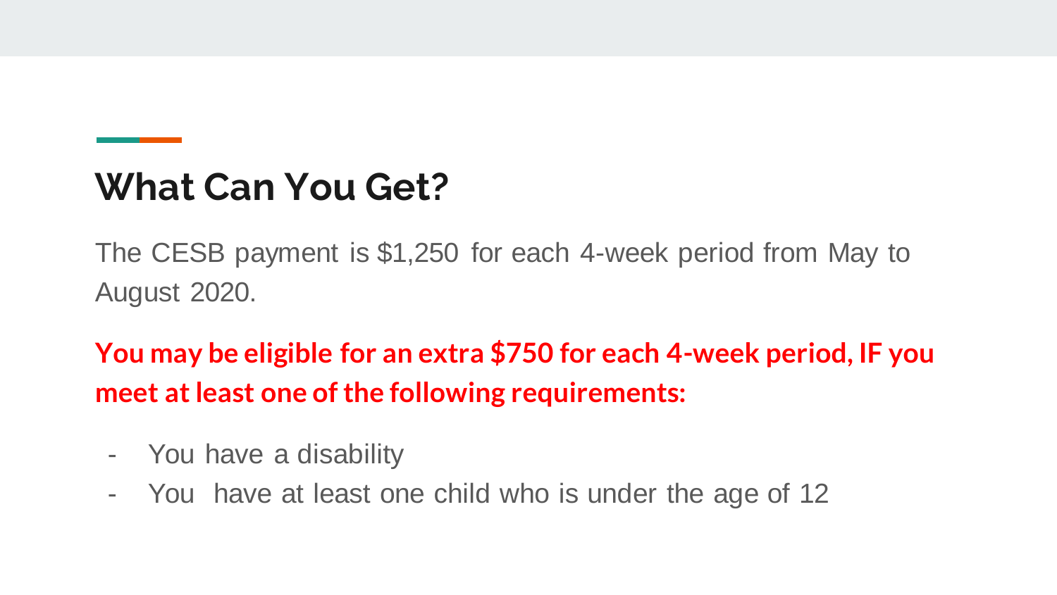## What Can You Get?

The CESB payment is $1,250 for each 4-week period from May to August 2020.

**You may be eligible for an extra $750 for each 4-week period, IF you meet at least one of the following requirements:**

- You have a disability
- You have at least one child who is under the age of 12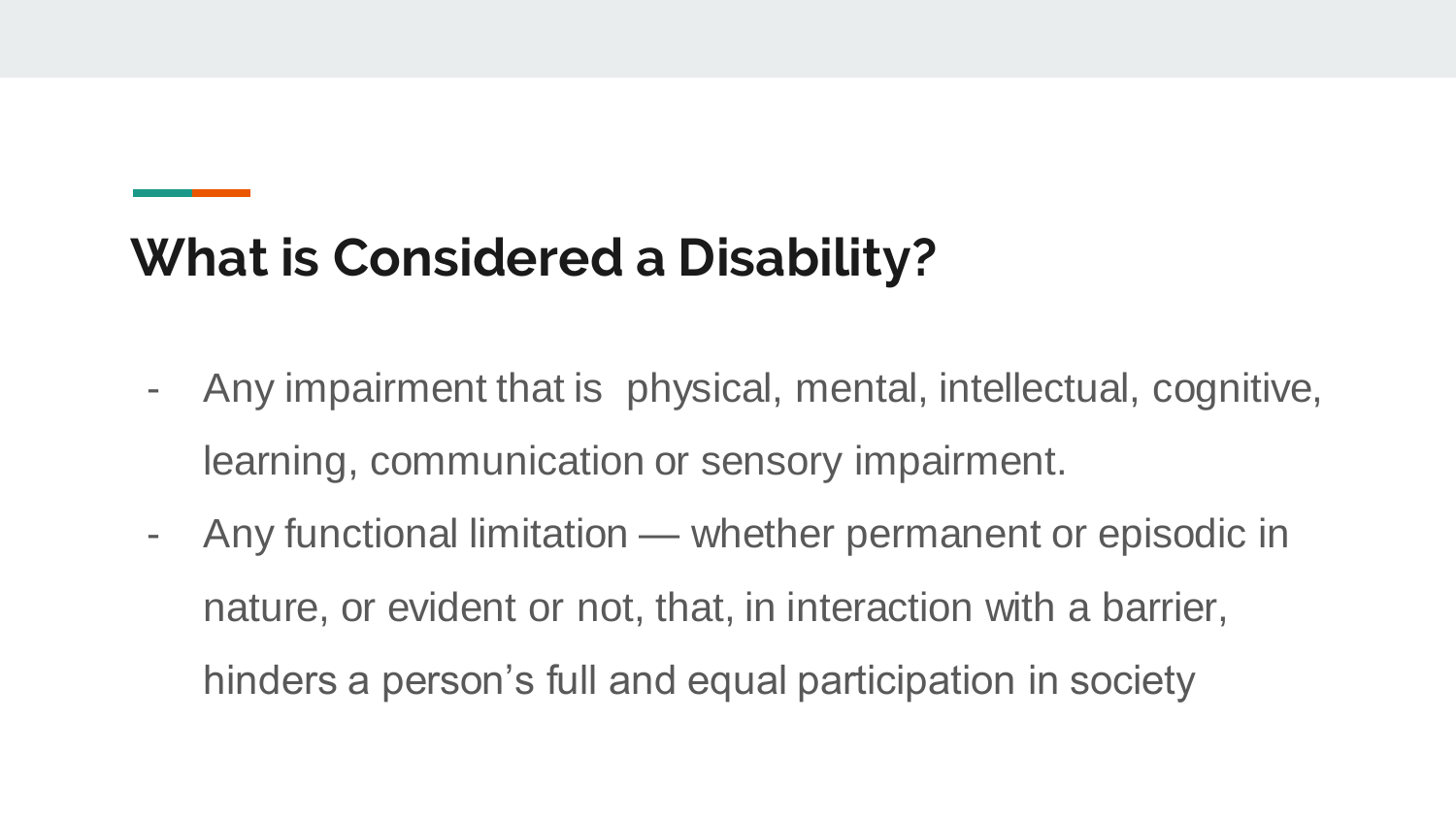## What is Considered a Disability?

- Any impairment that is  physical, mental, intellectual, cognitive, learning, communication or sensory impairment.
- Any functional limitation — whether permanent or episodic in nature, or evident or not, that, in interaction with a barrier, hinders a person's full and equal participation in society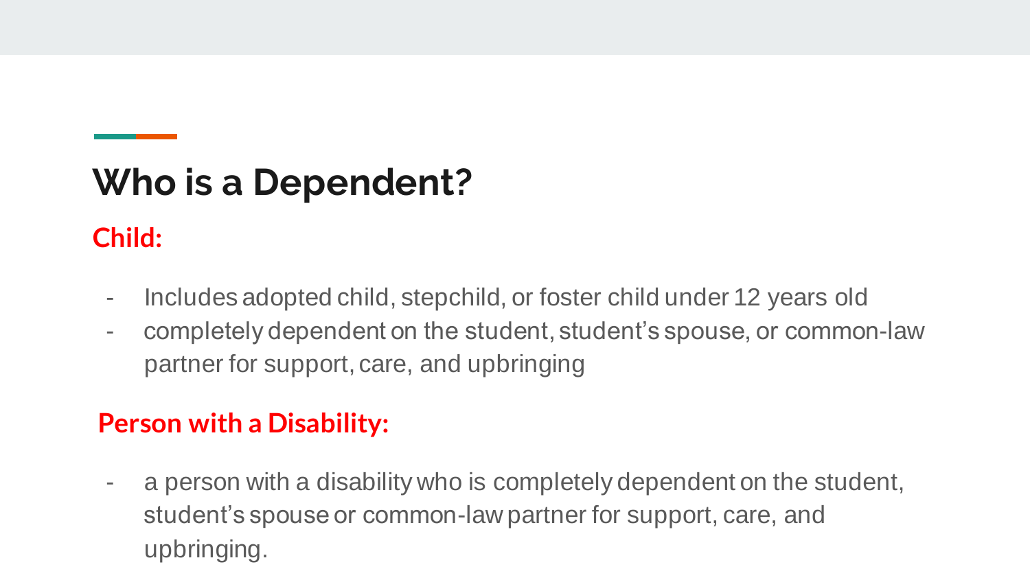## Who is a Dependent?

### Child:

- Includes adopted child, stepchild, or foster child under 12 years old
- completely dependent on the student, student's spouse, or common-law partner for support, care, and upbringing

### Person with a Disability:

- a person with a disability who is completely dependent on the student, student's spouse or common-law partner for support, care, and upbringing.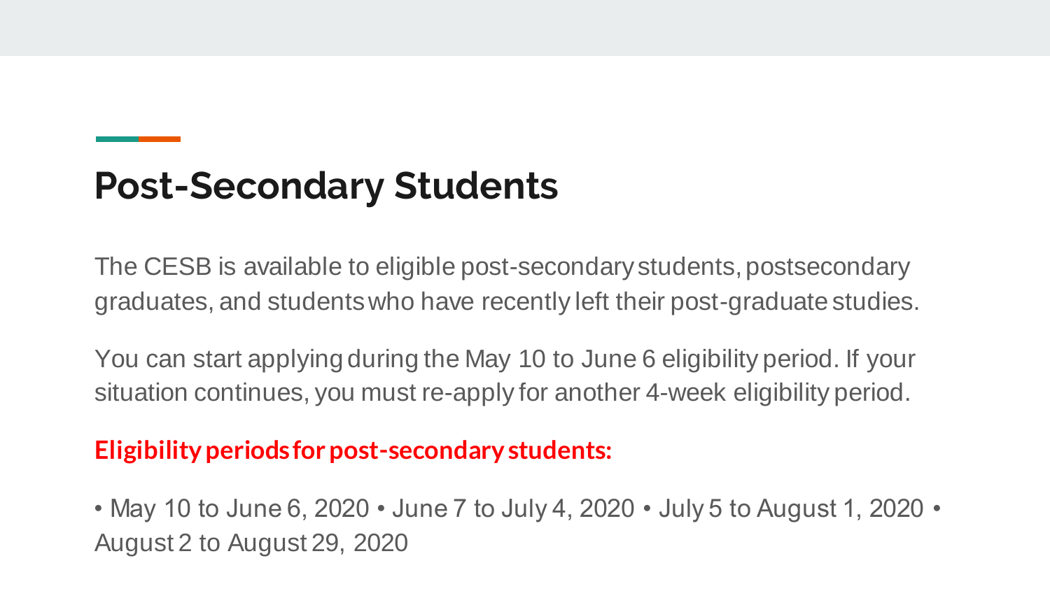# Post-Secondary Students

The CESB is available to eligible post-secondary students, postsecondary graduates, and students who have recently left their post-graduate studies.

You can start applying during the May 10 to June 6 eligibility period. If your situation continues, you must re-apply for another 4-week eligibility period.

**Eligibility periods for post-secondary students:**

• May 10 to June 6, 2020 • June 7 to July 4, 2020 • July 5 to August 1, 2020 • August 2 to August 29, 2020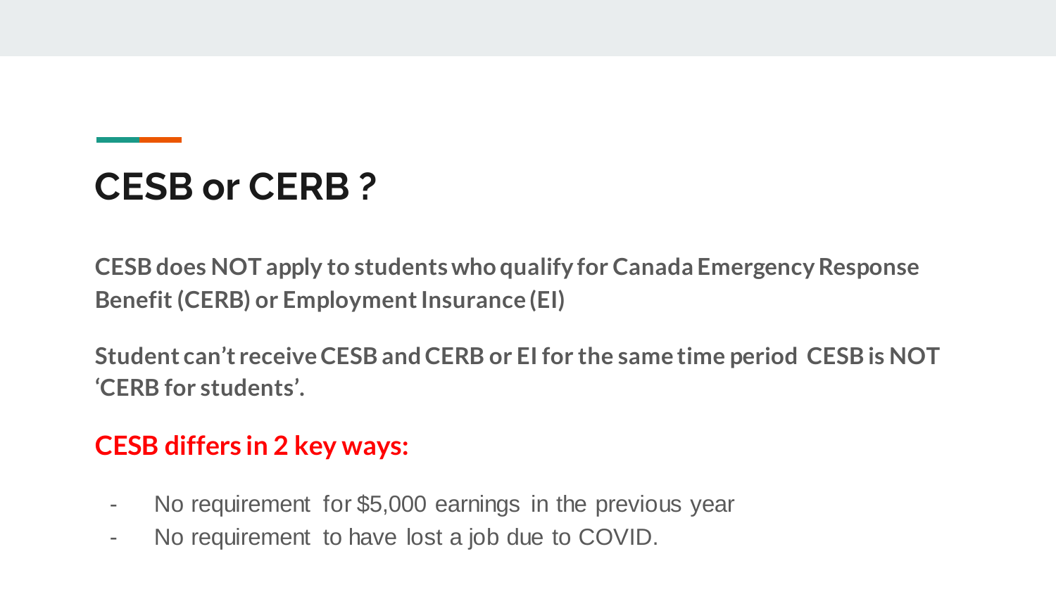# CESB or CERB ?

**CESB does NOT apply to students who qualify for Canada Emergency Response Benefit (CERB) or Employment Insurance (EI)**

**Student can't receive CESB and CERB or EI for the same time period CESB is NOT 'CERB for students'.**

**CESB differs in 2 key ways:**

- No requirement for $5,000 earnings in the previous year
- No requirement to have lost a job due to COVID.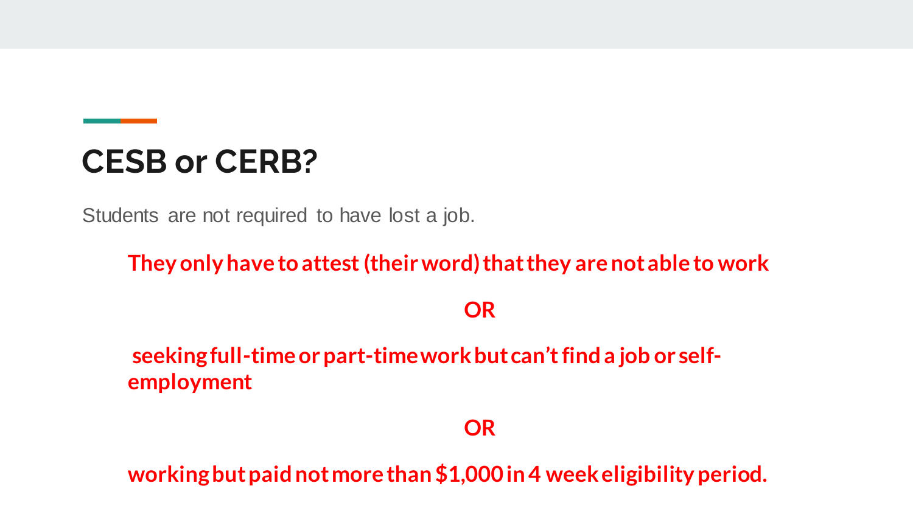# CESB or CERB?

Students are not required to have lost a job.

**They only have to attest (their word) that they are not able to work**

**OR**

**seeking full-time or part-time work but can't find a job or self-employment**

**OR**

**working but paid not more than $1,000 in 4 week eligibility period.**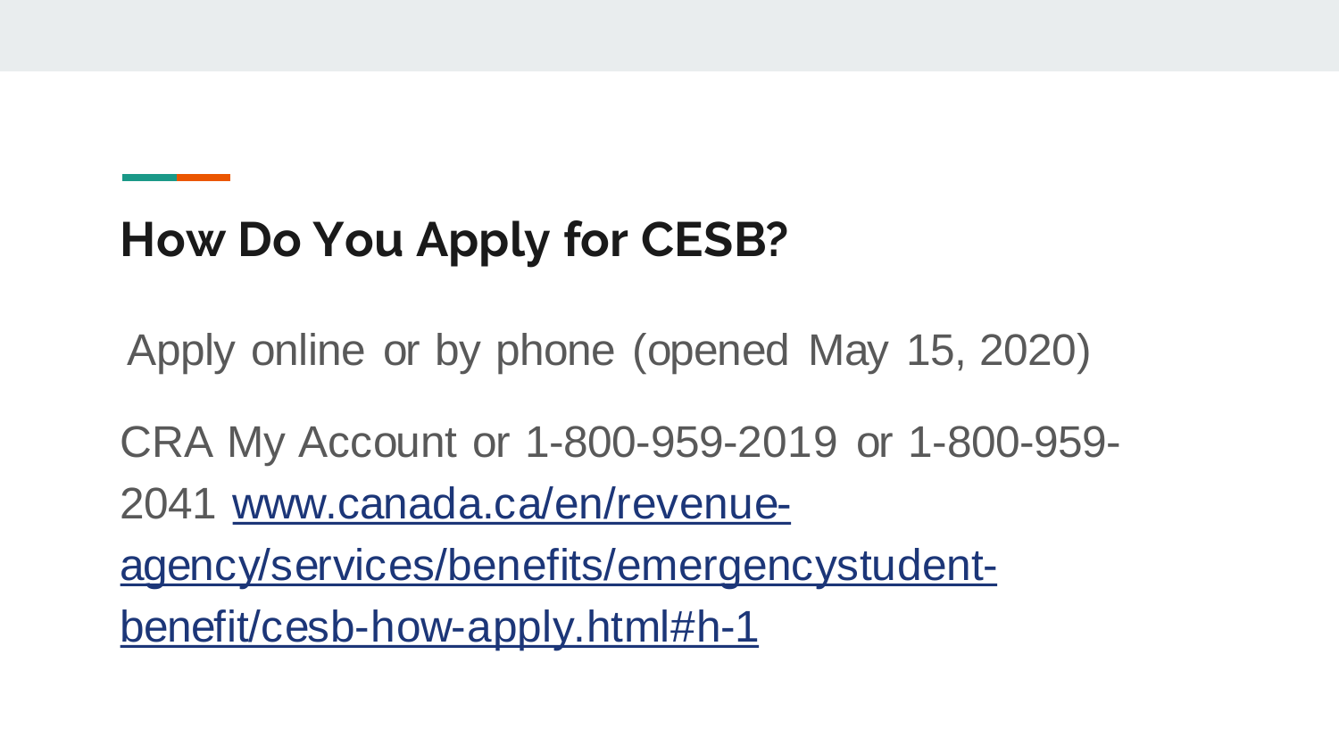## How Do You Apply for CESB?

Apply online or by phone (opened May 15, 2020)

CRA My Account or 1-800-959-2019 or 1-800-959-2041 [www.canada.ca/en/revenue-agency/services/benefits/emergencystudent-benefit/cesb-how-apply.html#h-1](http://www.canada.ca/en/revenue-agency/services/benefits/emergencystudent-benefit/cesb-how-apply.html#h-1)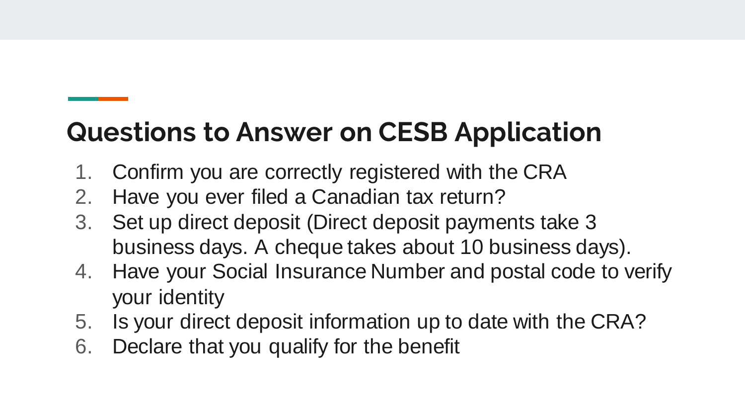## Questions to Answer on CESB Application

1. Confirm you are correctly registered with the CRA
2. Have you ever filed a Canadian tax return?
3. Set up direct deposit (Direct deposit payments take 3 business days. A cheque takes about 10 business days).
4. Have your Social Insurance Number and postal code to verify your identity
5. Is your direct deposit information up to date with the CRA?
6. Declare that you qualify for the benefit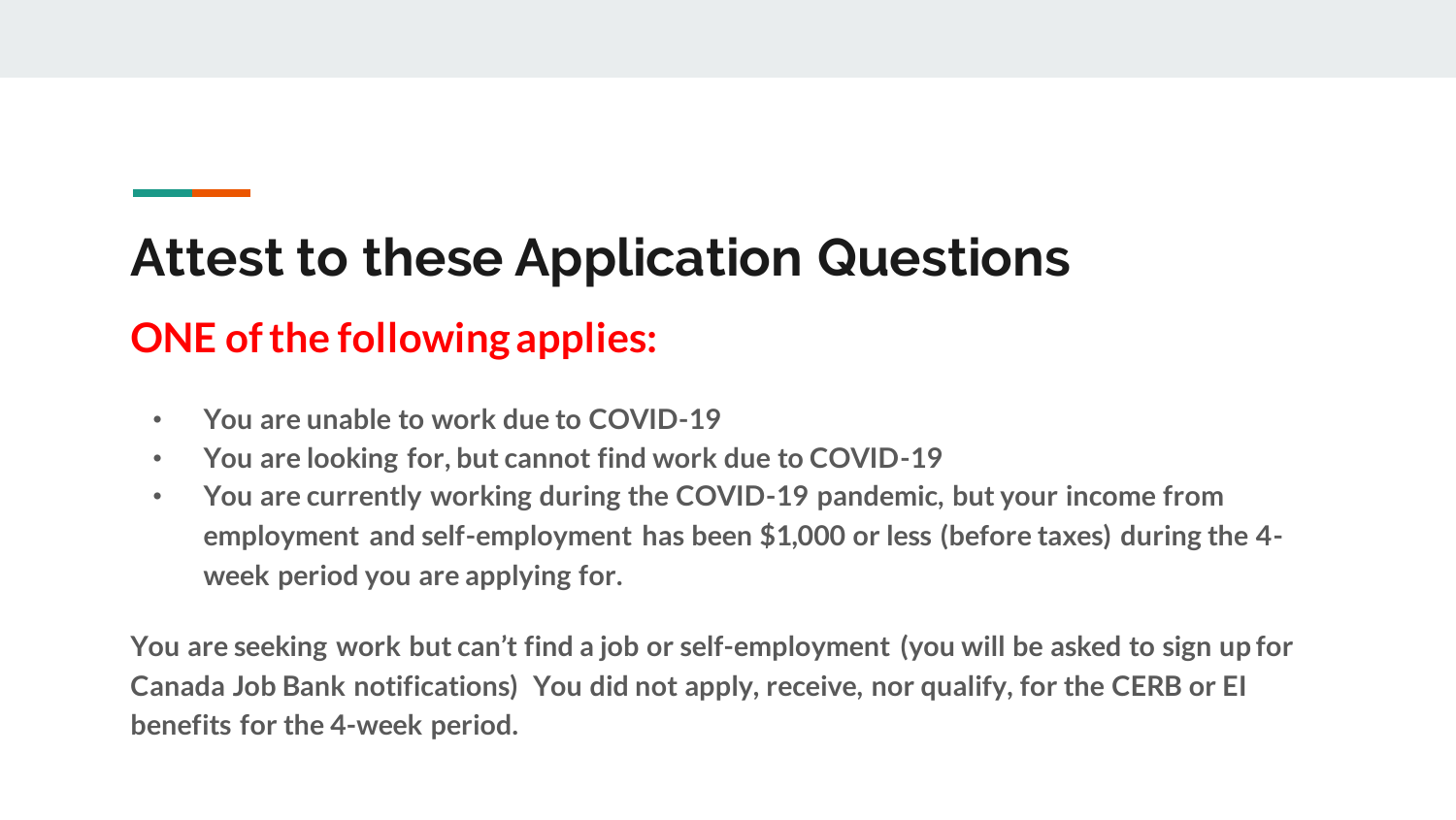# Attest to these Application Questions

## ONE of the following applies:

- **You are unable to work due to COVID-19**
- **You are looking for, but cannot find work due to COVID-19**
- **You are currently working during the COVID-19 pandemic, but your income from employment and self-employment has been $1,000 or less (before taxes) during the 4-week period you are applying for.**

**You are seeking work but can't find a job or self-employment (you will be asked to sign up for Canada Job Bank notifications) You did not apply, receive, nor qualify, for the CERB or EI benefits for the 4-week period.**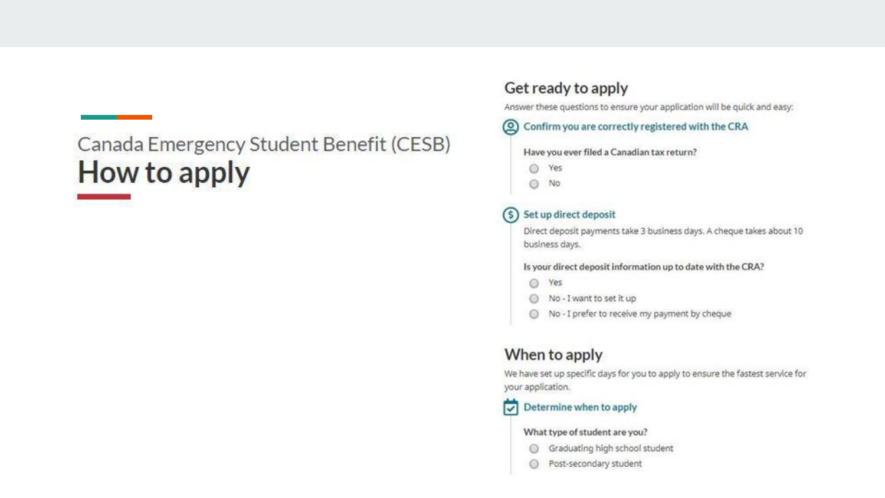Canada Emergency Student Benefit (CESB)

# How to apply

## Get ready to apply

Answer these questions to ensure your application will be quick and easy:

### Confirm you are correctly registered with the CRA

**Have you ever filed a Canadian tax return?**

- Yes
- No

### Set up direct deposit

Direct deposit payments take 3 business days. A cheque takes about 10 business days.

**Is your direct deposit information up to date with the CRA?**

- Yes
- No - I want to set it up
- No - I prefer to receive my payment by cheque

## When to apply

We have set up specific days for you to apply to ensure the fastest service for your application.

### Determine when to apply

**What type of student are you?**

- Graduating high school student
- Post-secondary student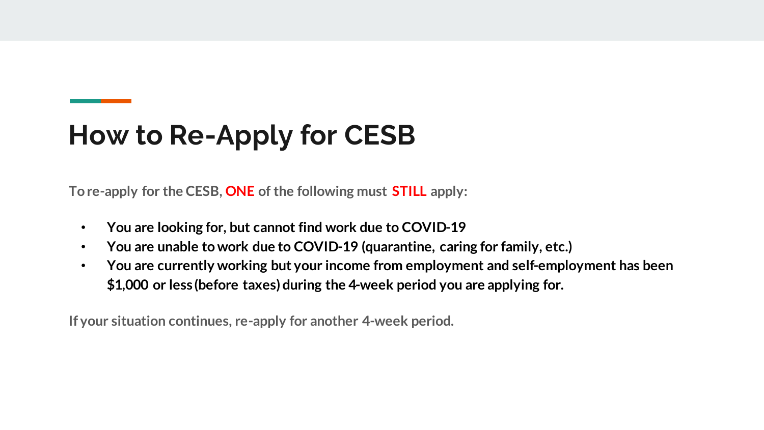# How to Re-Apply for CESB

To re-apply for the CESB, **ONE** of the following must **STILL** apply:

- **You are looking for, but cannot find work due to COVID-19**
- **You are unable to work due to COVID-19 (quarantine, caring for family, etc.)**
- **You are currently working but your income from employment and self-employment has been $1,000 or less (before taxes) during the 4-week period you are applying for.**

If your situation continues, re-apply for another 4-week period.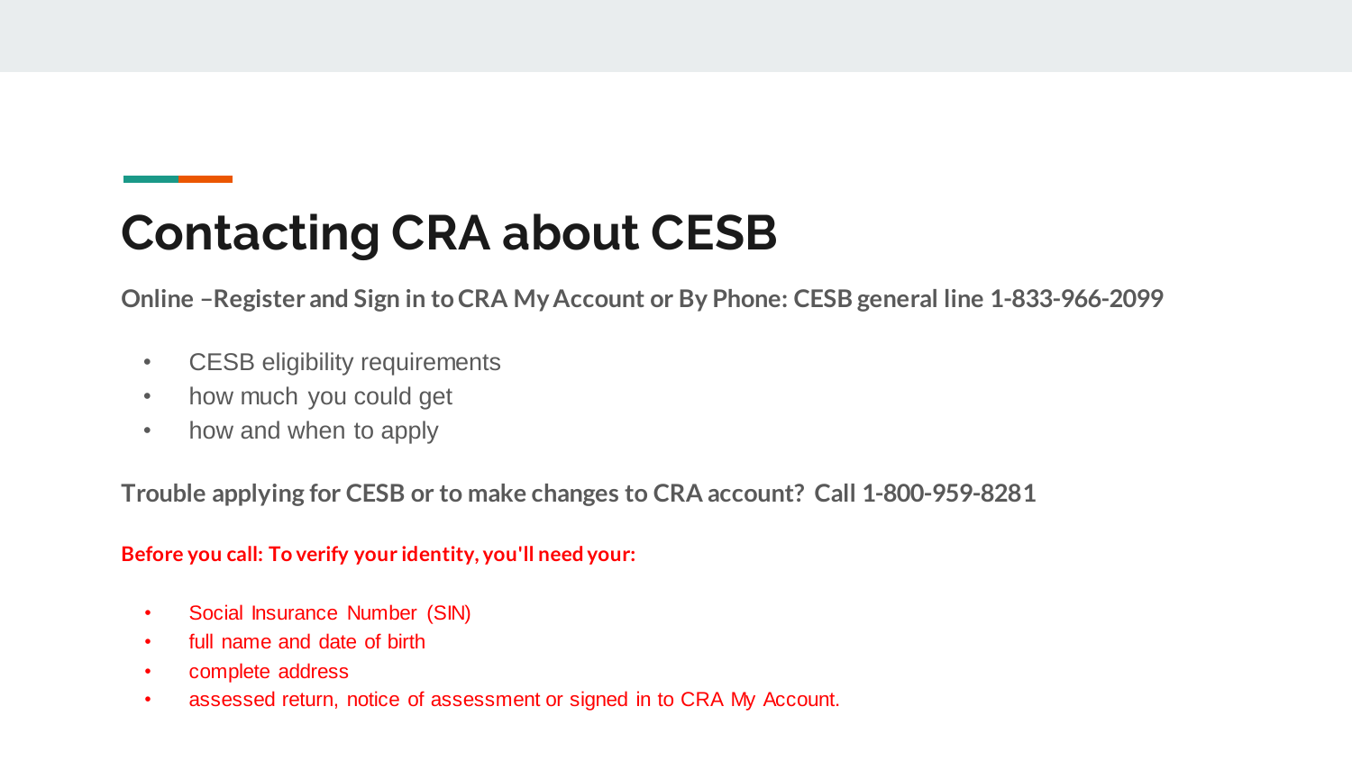# Contacting CRA about CESB

**Online –Register and Sign in to CRA My Account or By Phone: CESB general line 1-833-966-2099**

- CESB eligibility requirements
- how much you could get
- how and when to apply

**Trouble applying for CESB or to make changes to CRA account? Call 1-800-959-8281**

**Before you call: To verify your identity, you'll need your:**

- Social Insurance Number (SIN)
- full name and date of birth
- complete address
- assessed return, notice of assessment or signed in to CRA My Account.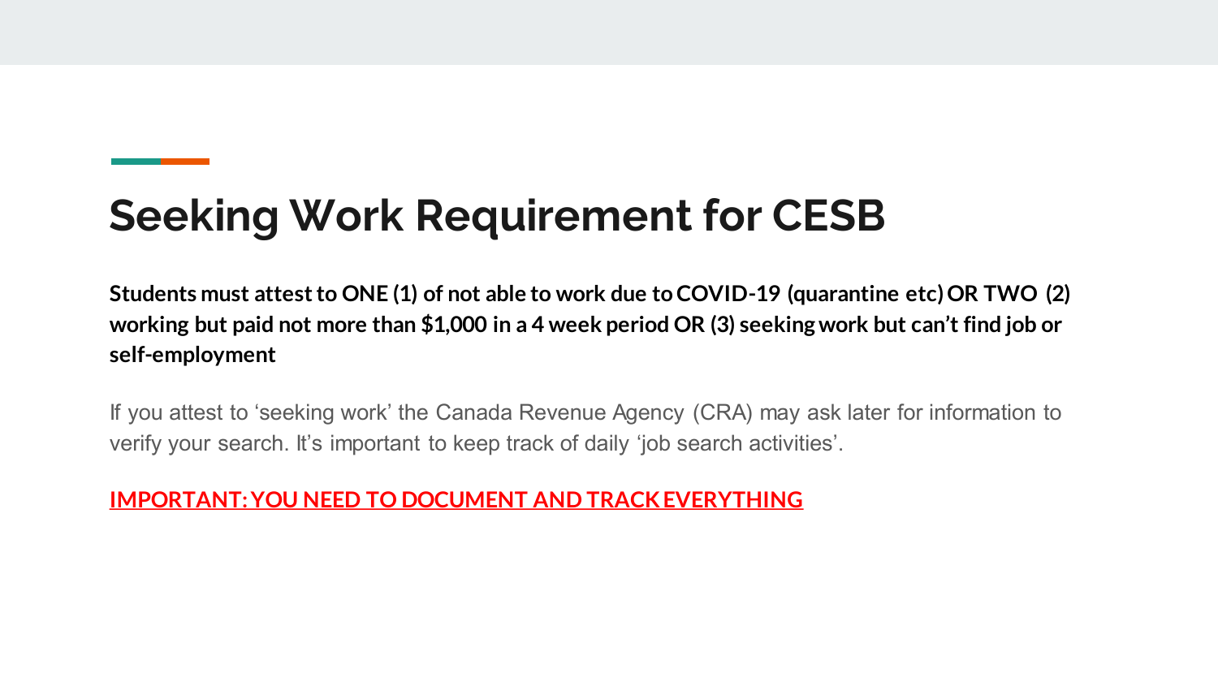# Seeking Work Requirement for CESB

**Students must attest to ONE (1) of not able to work due to COVID-19 (quarantine etc) OR TWO (2) working but paid not more than $1,000 in a 4 week period OR (3) seeking work but can't find job or self-employment**

If you attest to 'seeking work' the Canada Revenue Agency (CRA) may ask later for information to verify your search. It's important to keep track of daily 'job search activities'.

**IMPORTANT: YOU NEED TO DOCUMENT AND TRACK EVERYTHING**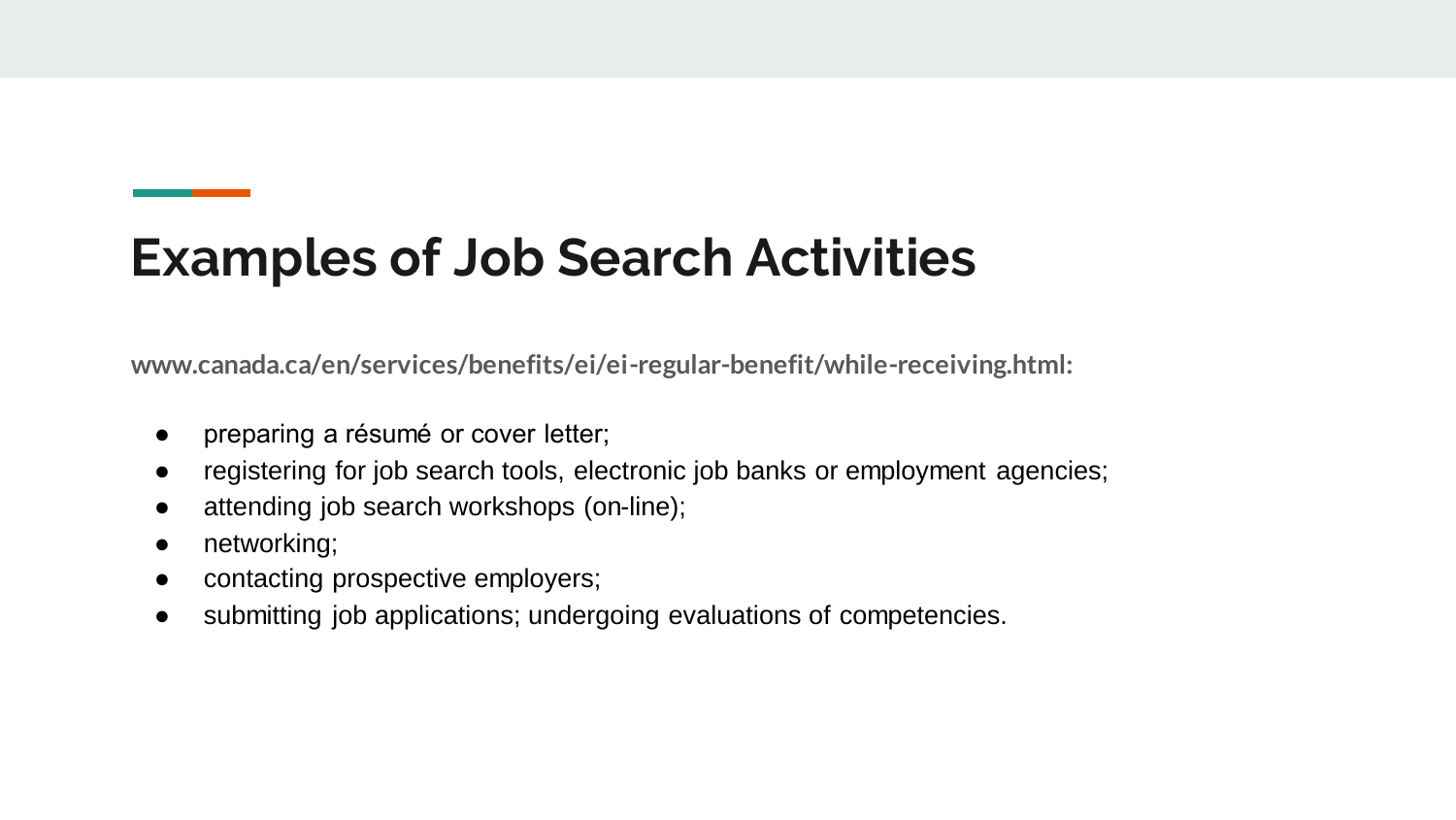# Examples of Job Search Activities

**www.canada.ca/en/services/benefits/ei/ei-regular-benefit/while-receiving.html:**

- preparing a résumé or cover letter;
- registering for job search tools, electronic job banks or employment agencies;
- attending job search workshops (on-line);
- networking;
- contacting prospective employers;
- submitting job applications; undergoing evaluations of competencies.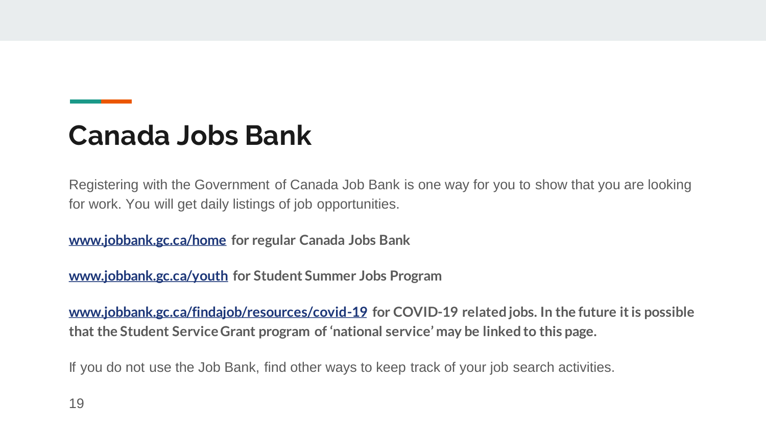# Canada Jobs Bank

Registering with the Government of Canada Job Bank is one way for you to show that you are looking for work. You will get daily listings of job opportunities.

**www.jobbank.gc.ca/home for regular Canada Jobs Bank**

**www.jobbank.gc.ca/youth for Student Summer Jobs Program**

**www.jobbank.gc.ca/findajob/resources/covid-19 for COVID-19 related jobs. In the future it is possible that the Student Service Grant program of 'national service' may be linked to this page.**

If you do not use the Job Bank, find other ways to keep track of your job search activities.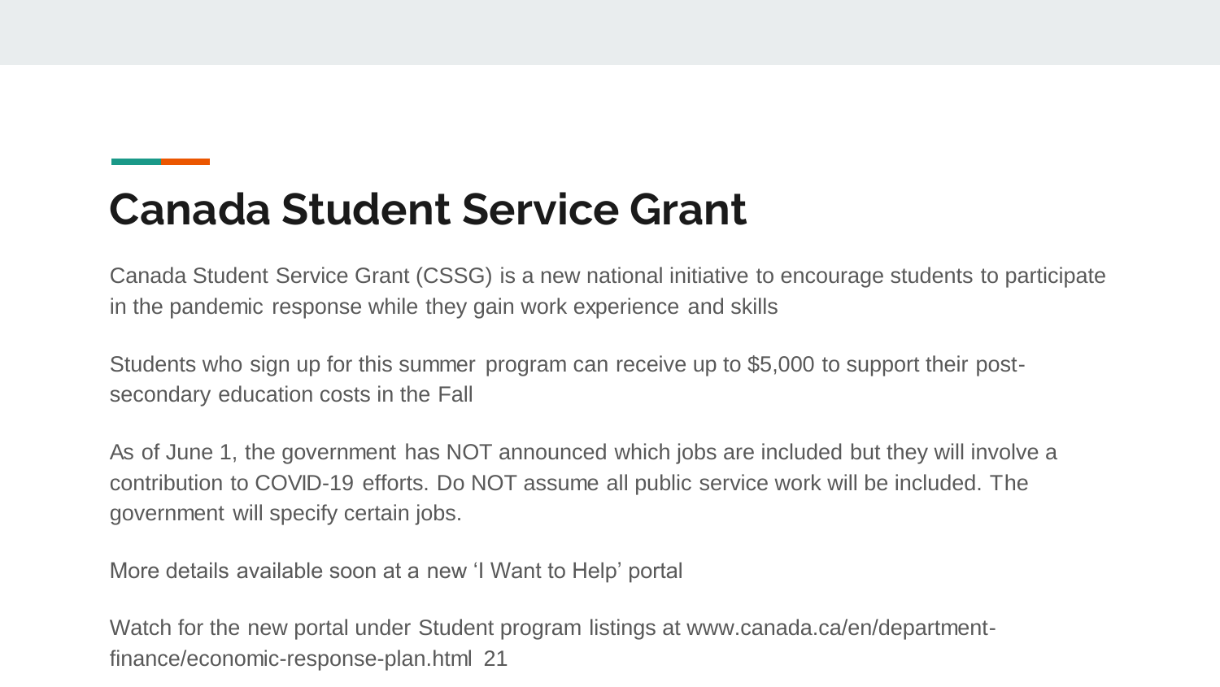# Canada Student Service Grant

Canada Student Service Grant (CSSG) is a new national initiative to encourage students to participate in the pandemic response while they gain work experience and skills

Students who sign up for this summer program can receive up to $5,000 to support their post-secondary education costs in the Fall

As of June 1, the government has NOT announced which jobs are included but they will involve a contribution to COVID-19 efforts. Do NOT assume all public service work will be included. The government will specify certain jobs.

More details available soon at a new 'I Want to Help' portal

Watch for the new portal under Student program listings at www.canada.ca/en/department-finance/economic-response-plan.html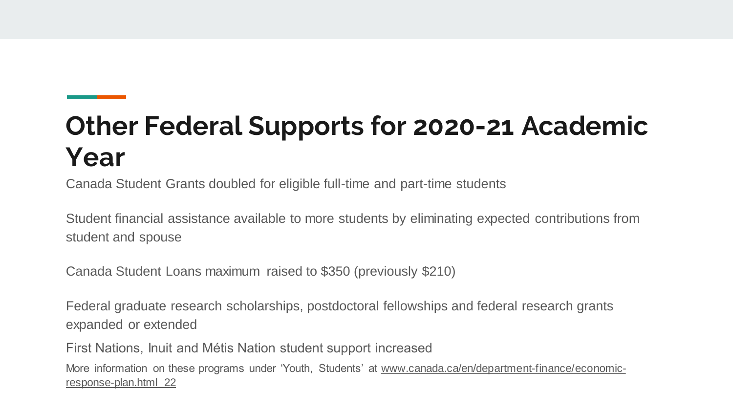# Other Federal Supports for 2020-21 Academic Year

Canada Student Grants doubled for eligible full-time and part-time students

Student financial assistance available to more students by eliminating expected contributions from student and spouse

Canada Student Loans maximum raised to $350 (previously $210)

Federal graduate research scholarships, postdoctoral fellowships and federal research grants expanded or extended

First Nations, Inuit and Métis Nation student support increased

More information on these programs under 'Youth, Students' at www.canada.ca/en/department-finance/economic-response-plan.html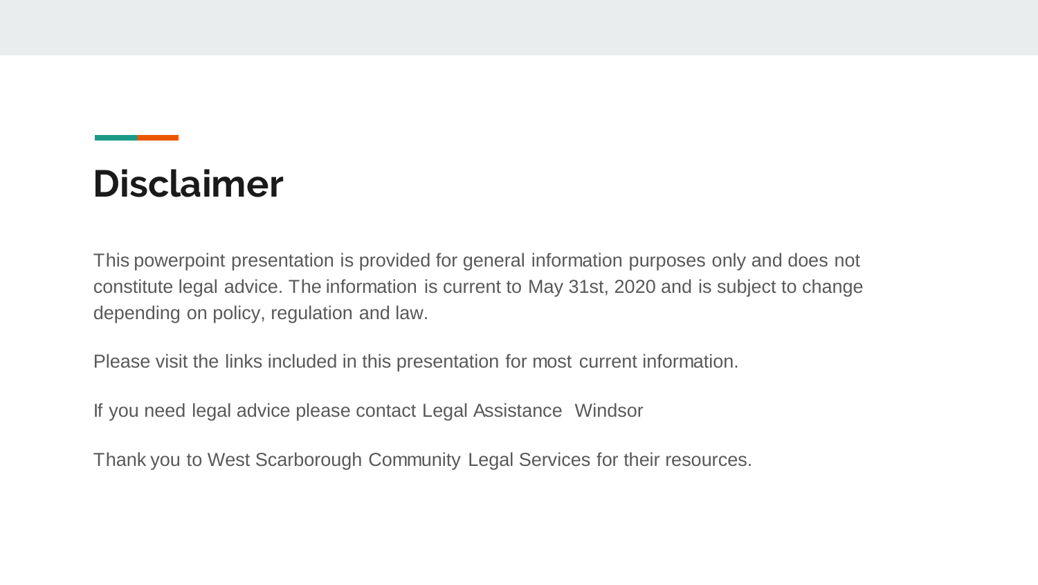# Disclaimer

This powerpoint presentation is provided for general information purposes only and does not constitute legal advice. The information is current to May 31st, 2020 and is subject to change depending on policy, regulation and law.

Please visit the links included in this presentation for most current information.

If you need legal advice please contact Legal Assistance Windsor

Thank you to West Scarborough Community Legal Services for their resources.